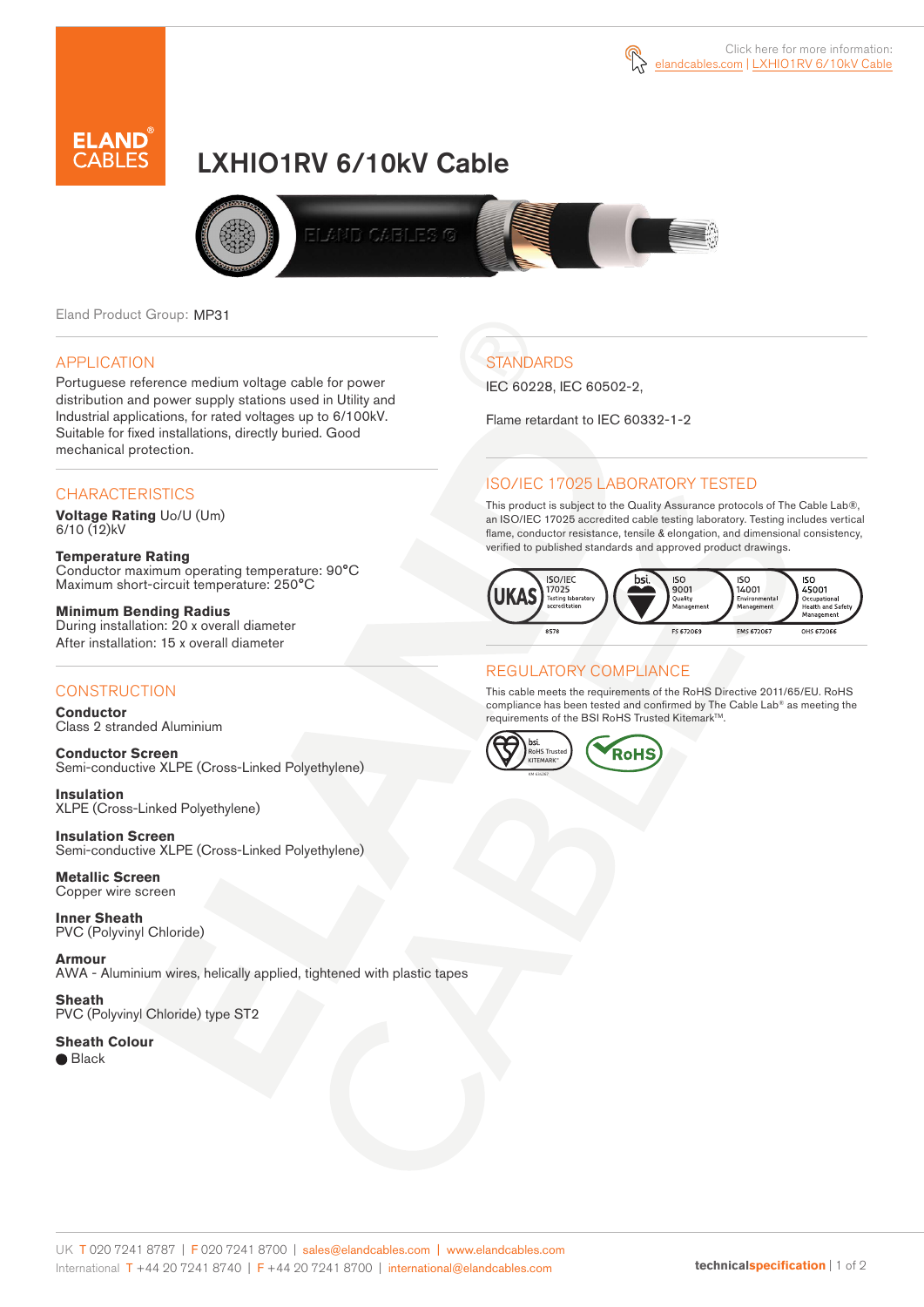Click here for more information: elandcables.com | LXHIO1RV 6/10kV Cable

# LXHIO1RV 6/10kV Cable

Eland Product Group: MP31

## APPLICATION

Portuguese reference medium voltage cable for power distribution and power supply stations used in Utility and Industrial applications, for rated voltages up to 6/100kV. Suitable for fixed installations, directly buried. Good mechanical protection.

## CHARACTERISTICS

**Voltage Rating** Uo/U (Um)
6/10 (12)kV

**Temperature Rating**
Conductor maximum operating temperature: 90°C
Maximum short-circuit temperature: 250°C

**Minimum Bending Radius**
During installation: 20 x overall diameter
After installation: 15 x overall diameter

## CONSTRUCTION

**Conductor**
Class 2 stranded Aluminium

**Conductor Screen**
Semi-conductive XLPE (Cross-Linked Polyethylene)

**Insulation**
XLPE (Cross-Linked Polyethylene)

**Insulation Screen**
Semi-conductive XLPE (Cross-Linked Polyethylene)

**Metallic Screen**
Copper wire screen

**Inner Sheath**
PVC (Polyvinyl Chloride)

**Armour**
AWA - Aluminium wires, helically applied, tightened with plastic tapes

**Sheath**
PVC (Polyvinyl Chloride) type ST2

**Sheath Colour**
● Black

## STANDARDS

IEC 60228, IEC 60502-2,

Flame retardant to IEC 60332-1-2

## ISO/IEC 17025 LABORATORY TESTED

This product is subject to the Quality Assurance protocols of The Cable Lab®, an ISO/IEC 17025 accredited cable testing laboratory. Testing includes vertical flame, conductor resistance, tensile & elongation, and dimensional consistency, verified to published standards and approved product drawings.

UKAS ISO/IEC 17025 Testing laboratory accreditation 8578 | bsi. ISO 9001 Quality Management FS 672069 | ISO 14001 Environmental Management EMS 672067 | ISO 45001 Occupational Health and Safety Management OHS 672066

## REGULATORY COMPLIANCE

This cable meets the requirements of the RoHS Directive 2011/65/EU. RoHS compliance has been tested and confirmed by The Cable Lab® as meeting the requirements of the BSI RoHS Trusted Kitemark™.

bsi. RoHS Trusted KITEMARK™ | RoHS

UK T 020 7241 8787 | F 020 7241 8700 | sales@elandcables.com | www.elandcables.com
International T +44 20 7241 8740 | F +44 20 7241 8700 | international@elandcables.com

technicalspecification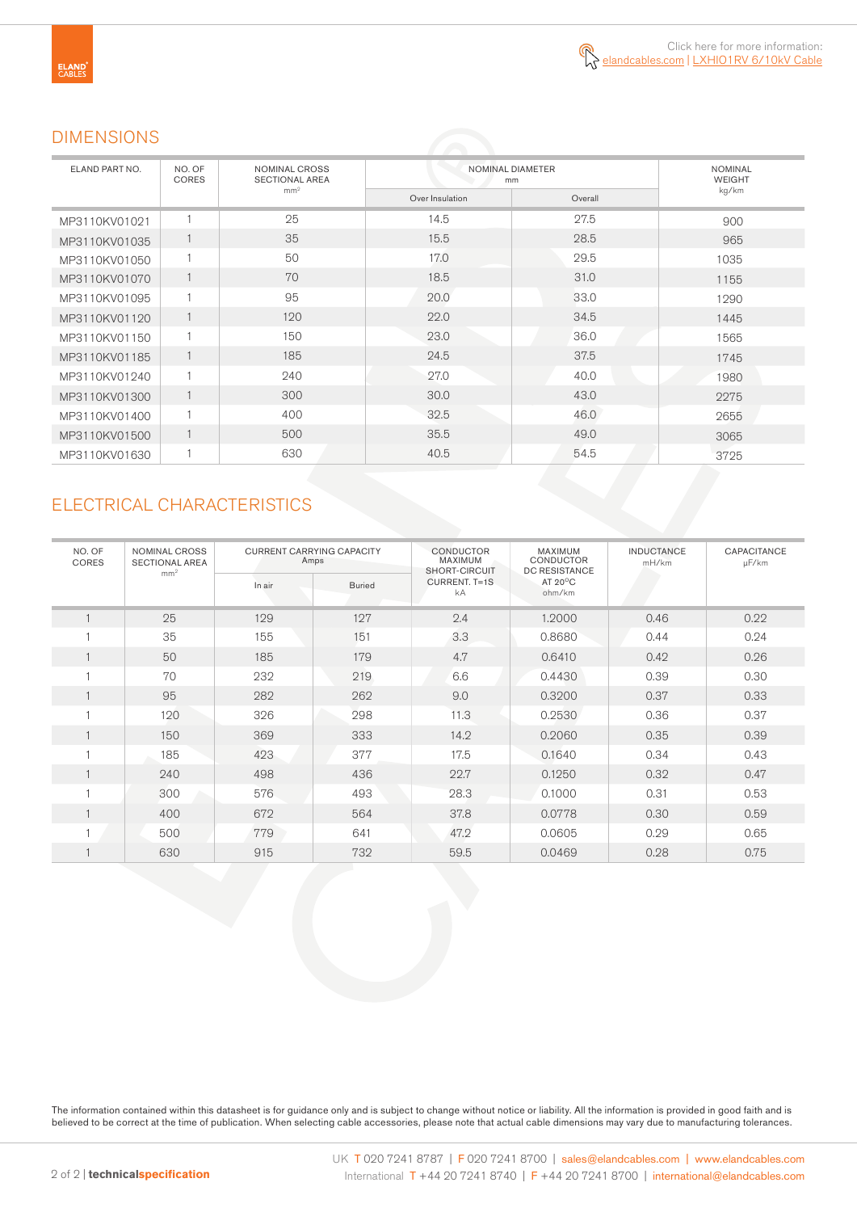Click here for more information: elandcables.com | LXHIO1RV 6/10kV Cable

## DIMENSIONS

| ELAND PART NO. | NO. OF CORES | NOMINAL CROSS SECTIONAL AREA mm² | NOMINAL DIAMETER mm | | NOMINAL WEIGHT kg/km |
|---|---|---|---|---|---|
| | | | Over Insulation | Overall | |
| MP3110KV01021 | 1 | 25 | 14.5 | 27.5 | 900 |
| MP3110KV01035 | 1 | 35 | 15.5 | 28.5 | 965 |
| MP3110KV01050 | 1 | 50 | 17.0 | 29.5 | 1035 |
| MP3110KV01070 | 1 | 70 | 18.5 | 31.0 | 1155 |
| MP3110KV01095 | 1 | 95 | 20.0 | 33.0 | 1290 |
| MP3110KV01120 | 1 | 120 | 22.0 | 34.5 | 1445 |
| MP3110KV01150 | 1 | 150 | 23.0 | 36.0 | 1565 |
| MP3110KV01185 | 1 | 185 | 24.5 | 37.5 | 1745 |
| MP3110KV01240 | 1 | 240 | 27.0 | 40.0 | 1980 |
| MP3110KV01300 | 1 | 300 | 30.0 | 43.0 | 2275 |
| MP3110KV01400 | 1 | 400 | 32.5 | 46.0 | 2655 |
| MP3110KV01500 | 1 | 500 | 35.5 | 49.0 | 3065 |
| MP3110KV01630 | 1 | 630 | 40.5 | 54.5 | 3725 |

## ELECTRICAL CHARACTERISTICS

| NO. OF CORES | NOMINAL CROSS SECTIONAL AREA mm² | CURRENT CARRYING CAPACITY Amps | | CONDUCTOR MAXIMUM SHORT-CIRCUIT CURRENT. T=1S kA | MAXIMUM CONDUCTOR DC RESISTANCE AT 20°C ohm/km | INDUCTANCE mH/km | CAPACITANCE µF/km |
|---|---|---|---|---|---|---|---|
| | | In air | Buried | | | | |
| 1 | 25 | 129 | 127 | 2.4 | 1.2000 | 0.46 | 0.22 |
| 1 | 35 | 155 | 151 | 3.3 | 0.8680 | 0.44 | 0.24 |
| 1 | 50 | 185 | 179 | 4.7 | 0.6410 | 0.42 | 0.26 |
| 1 | 70 | 232 | 219 | 6.6 | 0.4430 | 0.39 | 0.30 |
| 1 | 95 | 282 | 262 | 9.0 | 0.3200 | 0.37 | 0.33 |
| 1 | 120 | 326 | 298 | 11.3 | 0.2530 | 0.36 | 0.37 |
| 1 | 150 | 369 | 333 | 14.2 | 0.2060 | 0.35 | 0.39 |
| 1 | 185 | 423 | 377 | 17.5 | 0.1640 | 0.34 | 0.43 |
| 1 | 240 | 498 | 436 | 22.7 | 0.1250 | 0.32 | 0.47 |
| 1 | 300 | 576 | 493 | 28.3 | 0.1000 | 0.31 | 0.53 |
| 1 | 400 | 672 | 564 | 37.8 | 0.0778 | 0.30 | 0.59 |
| 1 | 500 | 779 | 641 | 47.2 | 0.0605 | 0.29 | 0.65 |
| 1 | 630 | 915 | 732 | 59.5 | 0.0469 | 0.28 | 0.75 |

The information contained within this datasheet is for guidance only and is subject to change without notice or liability. All the information is provided in good faith and is believed to be correct at the time of publication. When selecting cable accessories, please note that actual cable dimensions may vary due to manufacturing tolerances.

UK T 020 7241 8787 | F 020 7241 8700 | sales@elandcables.com | www.elandcables.com
International T +44 20 7241 8740 | F +44 20 7241 8700 | international@elandcables.com